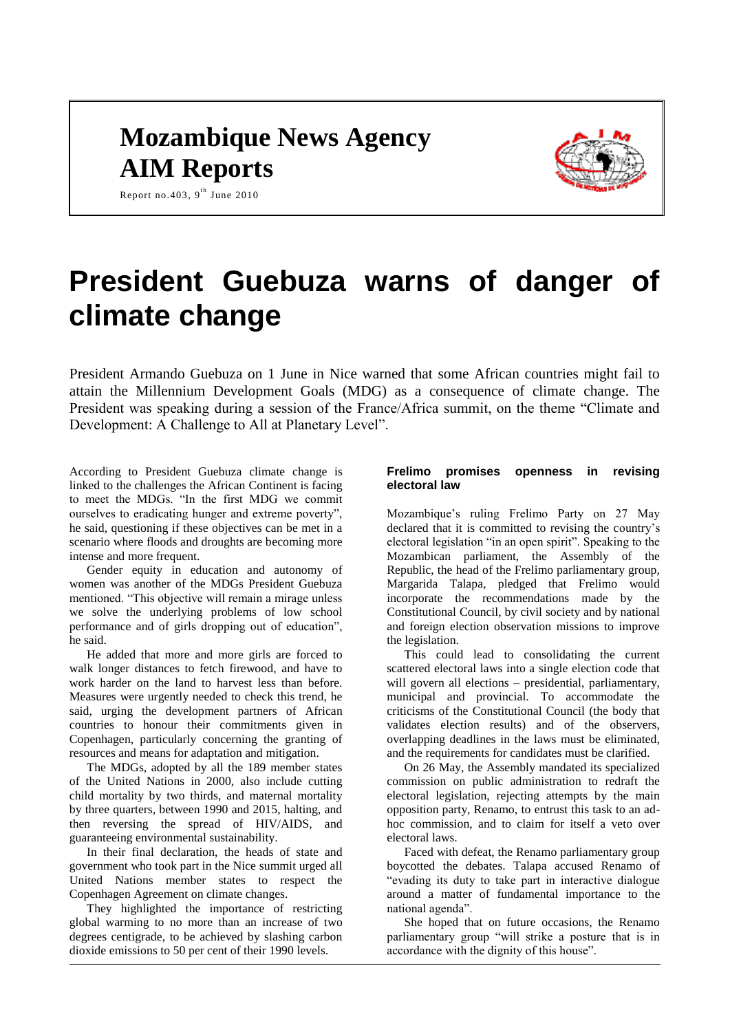# Mozambique News Agency AIM Reports

Report no.403, 9th June 2010

# President Guebuza warns of danger of climate change

President Armando Guebuza on 1 June in Nice warned that some African countries might fail to attain the Millennium Development Goals (MDG) as a consequence of climate change. The President was speaking during a session of the France/Africa summit, on the theme "Climate and Development: A Challenge to All at Planetary Level".

According to President Guebuza climate change is linked to the challenges the African Continent is facing to meet the MDGs. "In the first MDG we commit ourselves to eradicating hunger and extreme poverty", he said, questioning if these objectives can be met in a scenario where floods and droughts are becoming more intense and more frequent.

Gender equity in education and autonomy of women was another of the MDGs President Guebuza mentioned. "This objective will remain a mirage unless we solve the underlying problems of low school performance and of girls dropping out of education", he said.

He added that more and more girls are forced to walk longer distances to fetch firewood, and have to work harder on the land to harvest less than before. Measures were urgently needed to check this trend, he said, urging the development partners of African countries to honour their commitments given in Copenhagen, particularly concerning the granting of resources and means for adaptation and mitigation.

The MDGs, adopted by all the 189 member states of the United Nations in 2000, also include cutting child mortality by two thirds, and maternal mortality by three quarters, between 1990 and 2015, halting, and then reversing the spread of HIV/AIDS, and guaranteeing environmental sustainability.

In their final declaration, the heads of state and government who took part in the Nice summit urged all United Nations member states to respect the Copenhagen Agreement on climate changes.

They highlighted the importance of restricting global warming to no more than an increase of two degrees centigrade, to be achieved by slashing carbon dioxide emissions to 50 per cent of their 1990 levels.

### Frelimo promises openness in revising electoral law

Mozambique's ruling Frelimo Party on 27 May declared that it is committed to revising the country's electoral legislation "in an open spirit". Speaking to the Mozambican parliament, the Assembly of the Republic, the head of the Frelimo parliamentary group, Margarida Talapa, pledged that Frelimo would incorporate the recommendations made by the Constitutional Council, by civil society and by national and foreign election observation missions to improve the legislation.

This could lead to consolidating the current scattered electoral laws into a single election code that will govern all elections – presidential, parliamentary, municipal and provincial. To accommodate the criticisms of the Constitutional Council (the body that validates election results) and of the observers, overlapping deadlines in the laws must be eliminated, and the requirements for candidates must be clarified.

On 26 May, the Assembly mandated its specialized commission on public administration to redraft the electoral legislation, rejecting attempts by the main opposition party, Renamo, to entrust this task to an ad-hoc commission, and to claim for itself a veto over electoral laws.

Faced with defeat, the Renamo parliamentary group boycotted the debates. Talapa accused Renamo of "evading its duty to take part in interactive dialogue around a matter of fundamental importance to the national agenda".

She hoped that on future occasions, the Renamo parliamentary group "will strike a posture that is in accordance with the dignity of this house".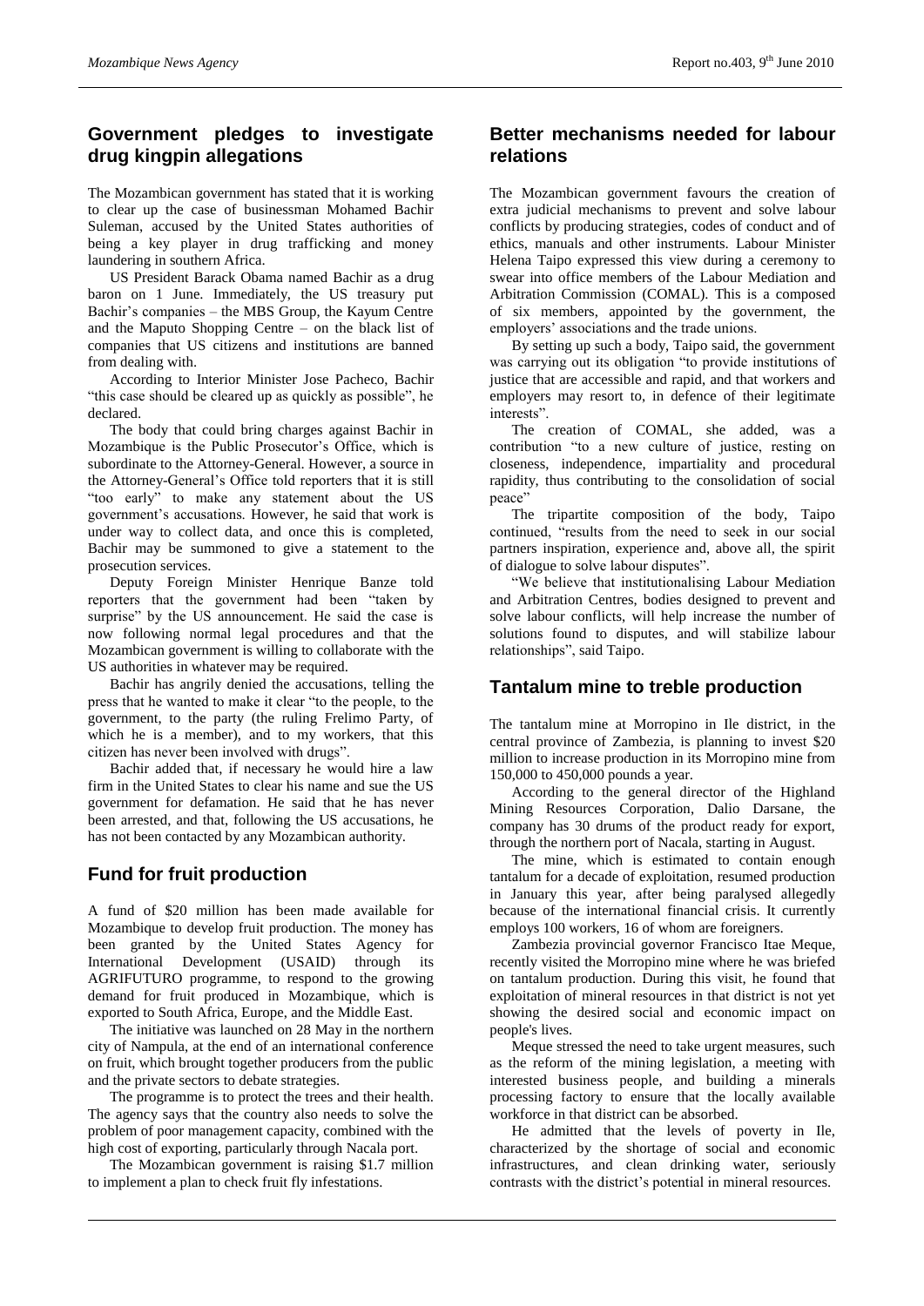## Government pledges to investigate drug kingpin allegations

The Mozambican government has stated that it is working to clear up the case of businessman Mohamed Bachir Suleman, accused by the United States authorities of being a key player in drug trafficking and money laundering in southern Africa.

US President Barack Obama named Bachir as a drug baron on 1 June. Immediately, the US treasury put Bachir's companies – the MBS Group, the Kayum Centre and the Maputo Shopping Centre – on the black list of companies that US citizens and institutions are banned from dealing with.

According to Interior Minister Jose Pacheco, Bachir "this case should be cleared up as quickly as possible", he declared.

The body that could bring charges against Bachir in Mozambique is the Public Prosecutor's Office, which is subordinate to the Attorney-General. However, a source in the Attorney-General's Office told reporters that it is still "too early" to make any statement about the US government's accusations. However, he said that work is under way to collect data, and once this is completed, Bachir may be summoned to give a statement to the prosecution services.

Deputy Foreign Minister Henrique Banze told reporters that the government had been "taken by surprise" by the US announcement. He said the case is now following normal legal procedures and that the Mozambican government is willing to collaborate with the US authorities in whatever may be required.

Bachir has angrily denied the accusations, telling the press that he wanted to make it clear "to the people, to the government, to the party (the ruling Frelimo Party, of which he is a member), and to my workers, that this citizen has never been involved with drugs".

Bachir added that, if necessary he would hire a law firm in the United States to clear his name and sue the US government for defamation. He said that he has never been arrested, and that, following the US accusations, he has not been contacted by any Mozambican authority.

## Fund for fruit production

A fund of $20 million has been made available for Mozambique to develop fruit production. The money has been granted by the United States Agency for International Development (USAID) through its AGRIFUTURO programme, to respond to the growing demand for fruit produced in Mozambique, which is exported to South Africa, Europe, and the Middle East.

The initiative was launched on 28 May in the northern city of Nampula, at the end of an international conference on fruit, which brought together producers from the public and the private sectors to debate strategies.

The programme is to protect the trees and their health. The agency says that the country also needs to solve the problem of poor management capacity, combined with the high cost of exporting, particularly through Nacala port.

The Mozambican government is raising $1.7 million to implement a plan to check fruit fly infestations.

## Better mechanisms needed for labour relations

The Mozambican government favours the creation of extra judicial mechanisms to prevent and solve labour conflicts by producing strategies, codes of conduct and of ethics, manuals and other instruments. Labour Minister Helena Taipo expressed this view during a ceremony to swear into office members of the Labour Mediation and Arbitration Commission (COMAL). This is a composed of six members, appointed by the government, the employers' associations and the trade unions.

By setting up such a body, Taipo said, the government was carrying out its obligation "to provide institutions of justice that are accessible and rapid, and that workers and employers may resort to, in defence of their legitimate interests".

The creation of COMAL, she added, was a contribution "to a new culture of justice, resting on closeness, independence, impartiality and procedural rapidity, thus contributing to the consolidation of social peace"

The tripartite composition of the body, Taipo continued, "results from the need to seek in our social partners inspiration, experience and, above all, the spirit of dialogue to solve labour disputes".

"We believe that institutionalising Labour Mediation and Arbitration Centres, bodies designed to prevent and solve labour conflicts, will help increase the number of solutions found to disputes, and will stabilize labour relationships", said Taipo.

## Tantalum mine to treble production

The tantalum mine at Morropino in Ile district, in the central province of Zambezia, is planning to invest $20 million to increase production in its Morropino mine from 150,000 to 450,000 pounds a year.

According to the general director of the Highland Mining Resources Corporation, Dalio Darsane, the company has 30 drums of the product ready for export, through the northern port of Nacala, starting in August.

The mine, which is estimated to contain enough tantalum for a decade of exploitation, resumed production in January this year, after being paralysed allegedly because of the international financial crisis. It currently employs 100 workers, 16 of whom are foreigners.

Zambezia provincial governor Francisco Itae Meque, recently visited the Morropino mine where he was briefed on tantalum production. During this visit, he found that exploitation of mineral resources in that district is not yet showing the desired social and economic impact on people's lives.

Meque stressed the need to take urgent measures, such as the reform of the mining legislation, a meeting with interested business people, and building a minerals processing factory to ensure that the locally available workforce in that district can be absorbed.

He admitted that the levels of poverty in Ile, characterized by the shortage of social and economic infrastructures, and clean drinking water, seriously contrasts with the district's potential in mineral resources.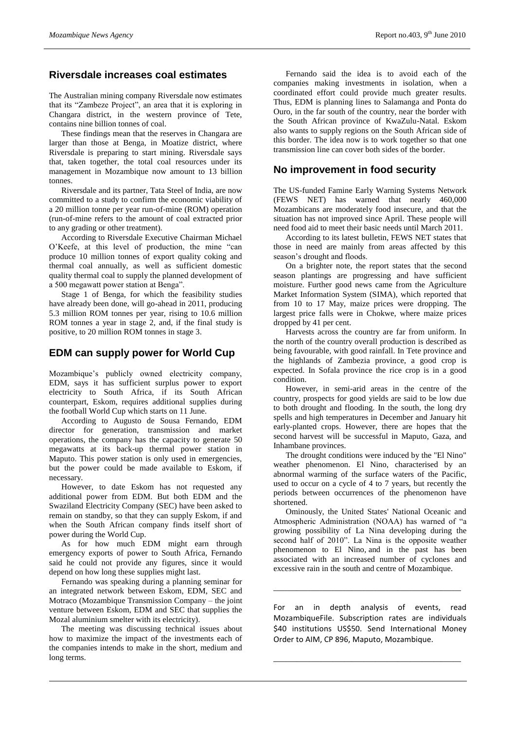## Riversdale increases coal estimates

The Australian mining company Riversdale now estimates that its "Zambeze Project", an area that it is exploring in Changara district, in the western province of Tete, contains nine billion tonnes of coal.

These findings mean that the reserves in Changara are larger than those at Benga, in Moatize district, where Riversdale is preparing to start mining. Riversdale says that, taken together, the total coal resources under its management in Mozambique now amount to 13 billion tonnes.

Riversdale and its partner, Tata Steel of India, are now committed to a study to confirm the economic viability of a 20 million tonne per year run-of-mine (ROM) operation (run-of-mine refers to the amount of coal extracted prior to any grading or other treatment).

According to Riversdale Executive Chairman Michael O'Keefe, at this level of production, the mine "can produce 10 million tonnes of export quality coking and thermal coal annually, as well as sufficient domestic quality thermal coal to supply the planned development of a 500 megawatt power station at Benga".

Stage 1 of Benga, for which the feasibility studies have already been done, will go-ahead in 2011, producing 5.3 million ROM tonnes per year, rising to 10.6 million ROM tonnes a year in stage 2, and, if the final study is positive, to 20 million ROM tonnes in stage 3.

## EDM can supply power for World Cup

Mozambique's publicly owned electricity company, EDM, says it has sufficient surplus power to export electricity to South Africa, if its South African counterpart, Eskom, requires additional supplies during the football World Cup which starts on 11 June.

According to Augusto de Sousa Fernando, EDM director for generation, transmission and market operations, the company has the capacity to generate 50 megawatts at its back-up thermal power station in Maputo. This power station is only used in emergencies, but the power could be made available to Eskom, if necessary.

However, to date Eskom has not requested any additional power from EDM. But both EDM and the Swaziland Electricity Company (SEC) have been asked to remain on standby, so that they can supply Eskom, if and when the South African company finds itself short of power during the World Cup.

As for how much EDM might earn through emergency exports of power to South Africa, Fernando said he could not provide any figures, since it would depend on how long these supplies might last.

Fernando was speaking during a planning seminar for an integrated network between Eskom, EDM, SEC and Motraco (Mozambique Transmission Company – the joint venture between Eskom, EDM and SEC that supplies the Mozal aluminium smelter with its electricity).

The meeting was discussing technical issues about how to maximize the impact of the investments each of the companies intends to make in the short, medium and long terms.

Fernando said the idea is to avoid each of the companies making investments in isolation, when a coordinated effort could provide much greater results. Thus, EDM is planning lines to Salamanga and Ponta do Ouro, in the far south of the country, near the border with the South African province of KwaZulu-Natal. Eskom also wants to supply regions on the South African side of this border. The idea now is to work together so that one transmission line can cover both sides of the border.

## No improvement in food security

The US-funded Famine Early Warning Systems Network (FEWS NET) has warned that nearly 460,000 Mozambicans are moderately food insecure, and that the situation has not improved since April. These people will need food aid to meet their basic needs until March 2011.

According to its latest bulletin, FEWS NET states that those in need are mainly from areas affected by this season's drought and floods.

On a brighter note, the report states that the second season plantings are progressing and have sufficient moisture. Further good news came from the Agriculture Market Information System (SIMA), which reported that from 10 to 17 May, maize prices were dropping. The largest price falls were in Chokwe, where maize prices dropped by 41 per cent.

Harvests across the country are far from uniform. In the north of the country overall production is described as being favourable, with good rainfall. In Tete province and the highlands of Zambezia province, a good crop is expected. In Sofala province the rice crop is in a good condition.

However, in semi-arid areas in the centre of the country, prospects for good yields are said to be low due to both drought and flooding. In the south, the long dry spells and high temperatures in December and January hit early-planted crops. However, there are hopes that the second harvest will be successful in Maputo, Gaza, and Inhambane provinces.

The drought conditions were induced by the "El Nino" weather phenomenon. El Nino, characterised by an abnormal warming of the surface waters of the Pacific, used to occur on a cycle of 4 to 7 years, but recently the periods between occurrences of the phenomenon have shortened.

Ominously, the United States' National Oceanic and Atmospheric Administration (NOAA) has warned of "a growing possibility of La Nina developing during the second half of 2010". La Nina is the opposite weather phenomenon to El Nino, and in the past has been associated with an increased number of cyclones and excessive rain in the south and centre of Mozambique.

---

For an in depth analysis of events, read MozambiqueFile. Subscription rates are individuals $40 institutions US$50. Send International Money Order to AIM, CP 896, Maputo, Mozambique.

---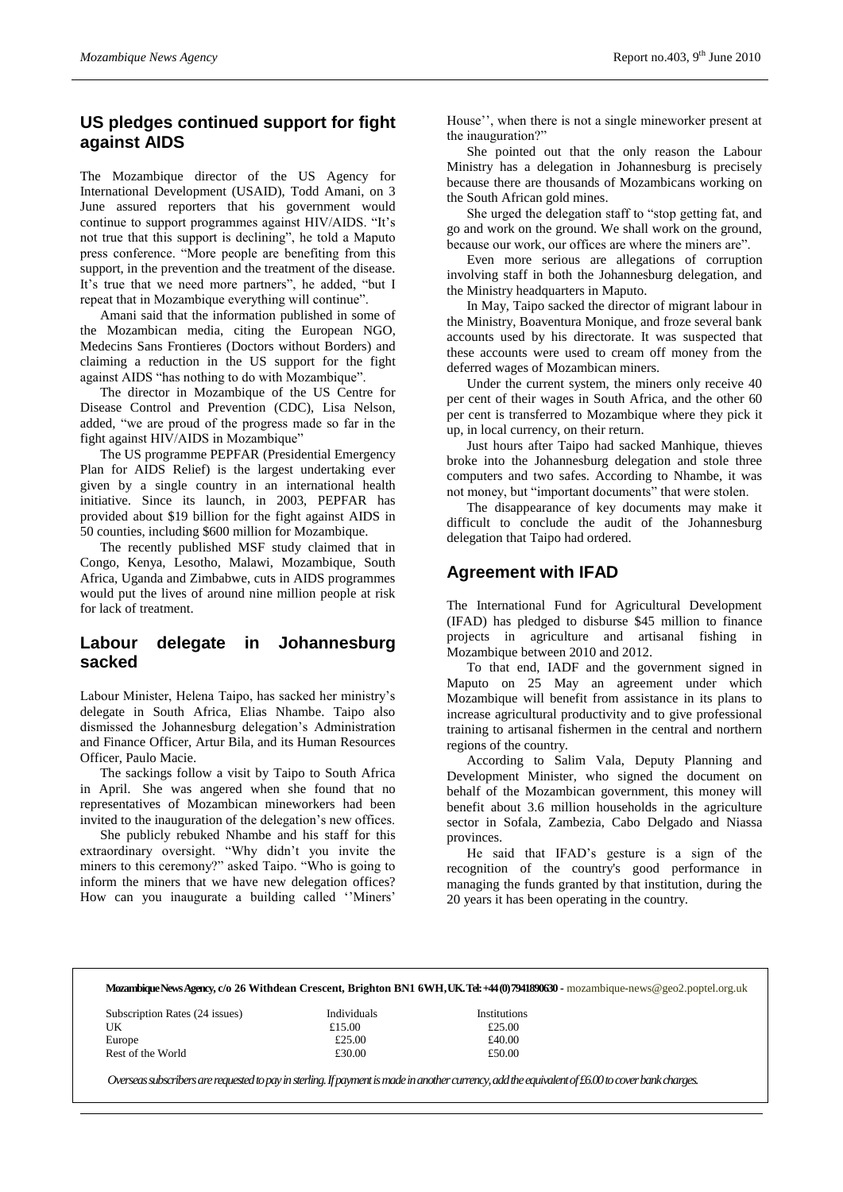## US pledges continued support for fight against AIDS

The Mozambique director of the US Agency for International Development (USAID), Todd Amani, on 3 June assured reporters that his government would continue to support programmes against HIV/AIDS. "It's not true that this support is declining", he told a Maputo press conference. "More people are benefiting from this support, in the prevention and the treatment of the disease. It's true that we need more partners", he added, "but I repeat that in Mozambique everything will continue".

Amani said that the information published in some of the Mozambican media, citing the European NGO, Medecins Sans Frontieres (Doctors without Borders) and claiming a reduction in the US support for the fight against AIDS "has nothing to do with Mozambique".

The director in Mozambique of the US Centre for Disease Control and Prevention (CDC), Lisa Nelson, added, "we are proud of the progress made so far in the fight against HIV/AIDS in Mozambique"

The US programme PEPFAR (Presidential Emergency Plan for AIDS Relief) is the largest undertaking ever given by a single country in an international health initiative. Since its launch, in 2003, PEPFAR has provided about $19 billion for the fight against AIDS in 50 counties, including $600 million for Mozambique.

The recently published MSF study claimed that in Congo, Kenya, Lesotho, Malawi, Mozambique, South Africa, Uganda and Zimbabwe, cuts in AIDS programmes would put the lives of around nine million people at risk for lack of treatment.

## Labour delegate in Johannesburg sacked

Labour Minister, Helena Taipo, has sacked her ministry's delegate in South Africa, Elias Nhambe. Taipo also dismissed the Johannesburg delegation's Administration and Finance Officer, Artur Bila, and its Human Resources Officer, Paulo Macie.

The sackings follow a visit by Taipo to South Africa in April. She was angered when she found that no representatives of Mozambican mineworkers had been invited to the inauguration of the delegation's new offices.

She publicly rebuked Nhambe and his staff for this extraordinary oversight. "Why didn't you invite the miners to this ceremony?" asked Taipo. "Who is going to inform the miners that we have new delegation offices? How can you inaugurate a building called ''Miners' House'', when there is not a single mineworker present at the inauguration?"

She pointed out that the only reason the Labour Ministry has a delegation in Johannesburg is precisely because there are thousands of Mozambicans working on the South African gold mines.

She urged the delegation staff to "stop getting fat, and go and work on the ground. We shall work on the ground, because our work, our offices are where the miners are".

Even more serious are allegations of corruption involving staff in both the Johannesburg delegation, and the Ministry headquarters in Maputo.

In May, Taipo sacked the director of migrant labour in the Ministry, Boaventura Monique, and froze several bank accounts used by his directorate. It was suspected that these accounts were used to cream off money from the deferred wages of Mozambican miners.

Under the current system, the miners only receive 40 per cent of their wages in South Africa, and the other 60 per cent is transferred to Mozambique where they pick it up, in local currency, on their return.

Just hours after Taipo had sacked Manhique, thieves broke into the Johannesburg delegation and stole three computers and two safes. According to Nhambe, it was not money, but "important documents" that were stolen.

The disappearance of key documents may make it difficult to conclude the audit of the Johannesburg delegation that Taipo had ordered.

## Agreement with IFAD

The International Fund for Agricultural Development (IFAD) has pledged to disburse $45 million to finance projects in agriculture and artisanal fishing in Mozambique between 2010 and 2012.

To that end, IADF and the government signed in Maputo on 25 May an agreement under which Mozambique will benefit from assistance in its plans to increase agricultural productivity and to give professional training to artisanal fishermen in the central and northern regions of the country.

According to Salim Vala, Deputy Planning and Development Minister, who signed the document on behalf of the Mozambican government, this money will benefit about 3.6 million households in the agriculture sector in Sofala, Zambezia, Cabo Delgado and Niassa provinces.

He said that IFAD's gesture is a sign of the recognition of the country's good performance in managing the funds granted by that institution, during the 20 years it has been operating in the country.

**Mozambique News Agency, c/o 26 Withdean Crescent, Brighton BN1 6WH, UK. Tel: +44 (0) 7941890630 -** mozambique-news@geo2.poptel.org.uk

| Subscription Rates (24 issues) | Individuals | Institutions |
|---|---|---|
| UK | £15.00 | £25.00 |
| Europe | £25.00 | £40.00 |
| Rest of the World | £30.00 | £50.00 |

*Overseas subscribers are requested to pay in sterling. If payment is made in another currency, add the equivalent of £6.00 to cover bank charges.*